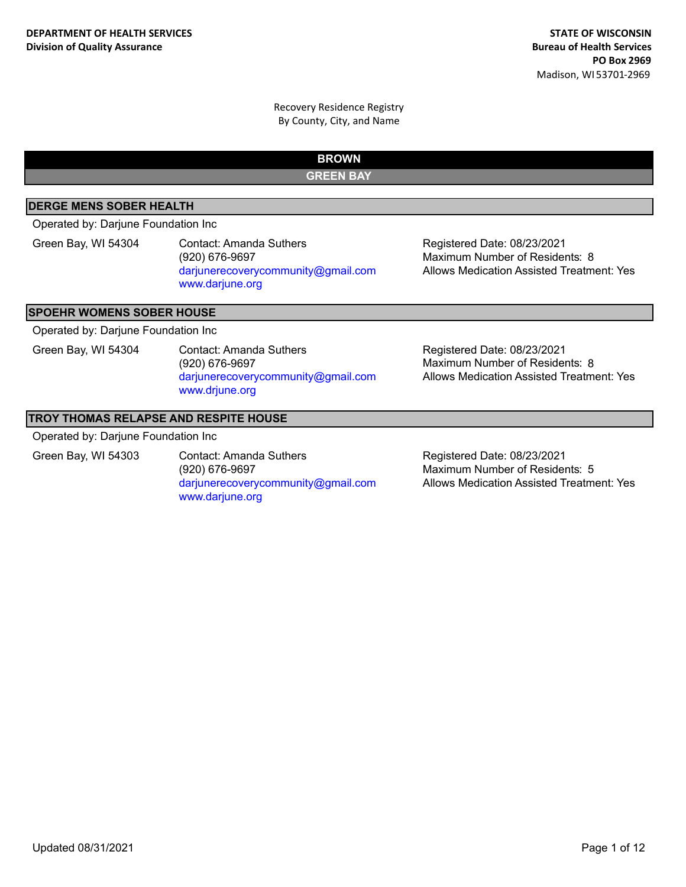**DEPARTMENT OF HEALTH SERVICES**
**Division of Quality Assurance**

**STATE OF WISCONSIN**
**Bureau of Health Services**
**PO Box 2969**
Madison, WI 53701-2969

Recovery Residence Registry
By County, City, and Name

# BROWN

## GREEN BAY

### DERGE MENS SOBER HEALTH

Operated by: Darjune Foundation Inc

Green Bay, WI 54304

Contact: Amanda Suthers
(920) 676-9697
darjunerecoverycommunity@gmail.com
www.darjune.org

Registered Date: 08/23/2021
Maximum Number of Residents: 8
Allows Medication Assisted Treatment: Yes

### SPOEHR WOMENS SOBER HOUSE

Operated by: Darjune Foundation Inc

Green Bay, WI 54304

Contact: Amanda Suthers
(920) 676-9697
darjunerecoverycommunity@gmail.com
www.drjune.org

Registered Date: 08/23/2021
Maximum Number of Residents: 8
Allows Medication Assisted Treatment: Yes

### TROY THOMAS RELAPSE AND RESPITE HOUSE

Operated by: Darjune Foundation Inc

Green Bay, WI 54303

Contact: Amanda Suthers
(920) 676-9697
darjunerecoverycommunity@gmail.com
www.darjune.org

Registered Date: 08/23/2021
Maximum Number of Residents: 5
Allows Medication Assisted Treatment: Yes

Updated 08/31/2021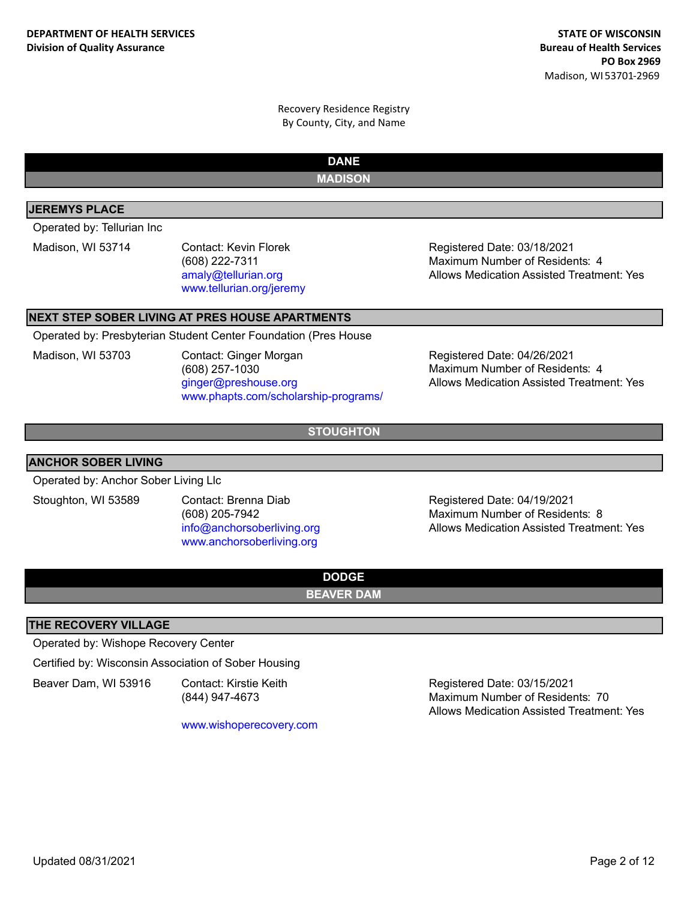DEPARTMENT OF HEALTH SERVICES
Division of Quality Assurance

STATE OF WISCONSIN
Bureau of Health Services
PO Box 2969
Madison, WI 53701-2969

Recovery Residence Registry
By County, City, and Name

# DANE

## MADISON

### JEREMYS PLACE

Operated by: Tellurian Inc

Madison, WI 53714

Contact: Kevin Florek
(608) 222-7311
amaly@tellurian.org
www.tellurian.org/jeremy

Registered Date: 03/18/2021
Maximum Number of Residents: 4
Allows Medication Assisted Treatment: Yes

### NEXT STEP SOBER LIVING AT PRES HOUSE APARTMENTS

Operated by: Presbyterian Student Center Foundation (Pres House

Madison, WI 53703

Contact: Ginger Morgan
(608) 257-1030
ginger@preshouse.org
www.phapts.com/scholarship-programs/

Registered Date: 04/26/2021
Maximum Number of Residents: 4
Allows Medication Assisted Treatment: Yes

## STOUGHTON

### ANCHOR SOBER LIVING

Operated by: Anchor Sober Living Llc

Stoughton, WI 53589

Contact: Brenna Diab
(608) 205-7942
info@anchorsoberliving.org
www.anchorsoberliving.org

Registered Date: 04/19/2021
Maximum Number of Residents: 8
Allows Medication Assisted Treatment: Yes

# DODGE

## BEAVER DAM

### THE RECOVERY VILLAGE

Operated by: Wishope Recovery Center

Certified by: Wisconsin Association of Sober Housing

Beaver Dam, WI 53916

Contact: Kirstie Keith
(844) 947-4673

www.wishoperecovery.com

Registered Date: 03/15/2021
Maximum Number of Residents: 70
Allows Medication Assisted Treatment: Yes

Updated 08/31/2021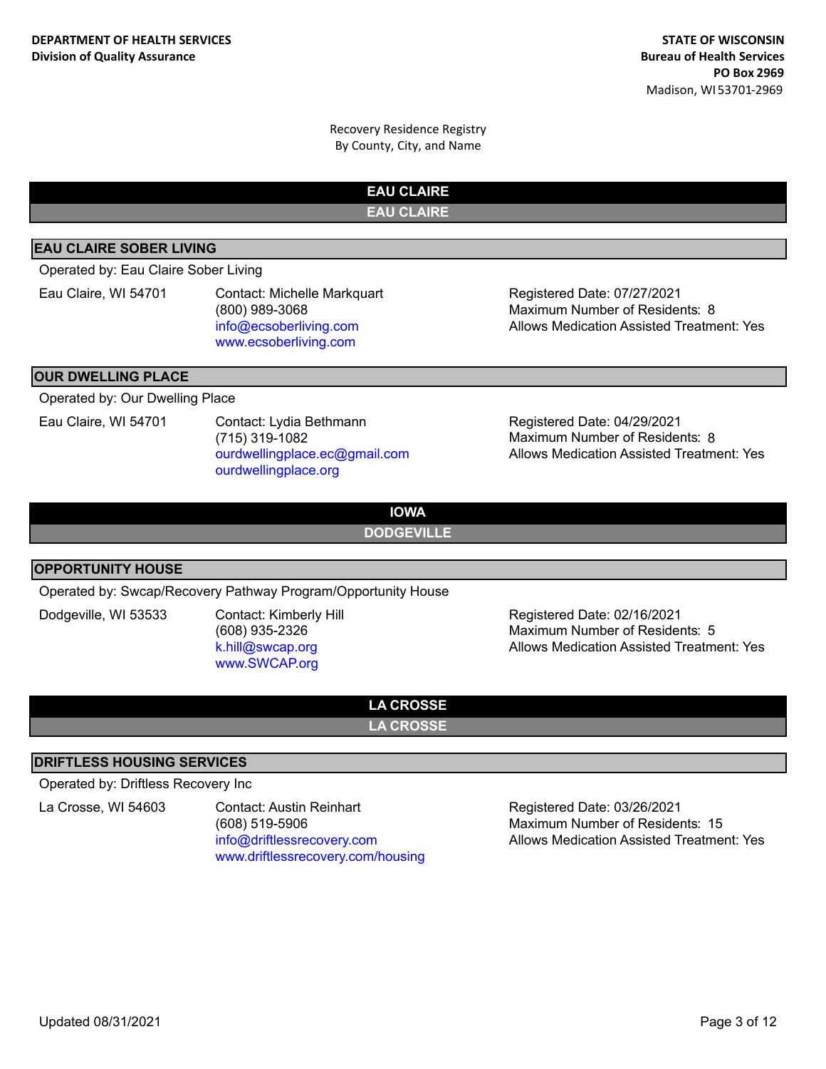**DEPARTMENT OF HEALTH SERVICES**
**Division of Quality Assurance**

**STATE OF WISCONSIN**
**Bureau of Health Services**
**PO Box 2969**
Madison, WI 53701-2969

Recovery Residence Registry
By County, City, and Name

# EAU CLAIRE

## EAU CLAIRE

### EAU CLAIRE SOBER LIVING

Operated by: Eau Claire Sober Living

Eau Claire, WI 54701

Contact: Michelle Markquart
(800) 989-3068
info@ecsoberliving.com
www.ecsoberliving.com

Registered Date: 07/27/2021
Maximum Number of Residents: 8
Allows Medication Assisted Treatment: Yes

### OUR DWELLING PLACE

Operated by: Our Dwelling Place

Eau Claire, WI 54701

Contact: Lydia Bethmann
(715) 319-1082
ourdwellingplace.ec@gmail.com
ourdwellingplace.org

Registered Date: 04/29/2021
Maximum Number of Residents: 8
Allows Medication Assisted Treatment: Yes

# IOWA

## DODGEVILLE

### OPPORTUNITY HOUSE

Operated by: Swcap/Recovery Pathway Program/Opportunity House

Dodgeville, WI 53533

Contact: Kimberly Hill
(608) 935-2326
k.hill@swcap.org
www.SWCAP.org

Registered Date: 02/16/2021
Maximum Number of Residents: 5
Allows Medication Assisted Treatment: Yes

# LA CROSSE

## LA CROSSE

### DRIFTLESS HOUSING SERVICES

Operated by: Driftless Recovery Inc

La Crosse, WI 54603

Contact: Austin Reinhart
(608) 519-5906
info@driftlessrecovery.com
www.driftlessrecovery.com/housing

Registered Date: 03/26/2021
Maximum Number of Residents: 15
Allows Medication Assisted Treatment: Yes

Updated 08/31/2021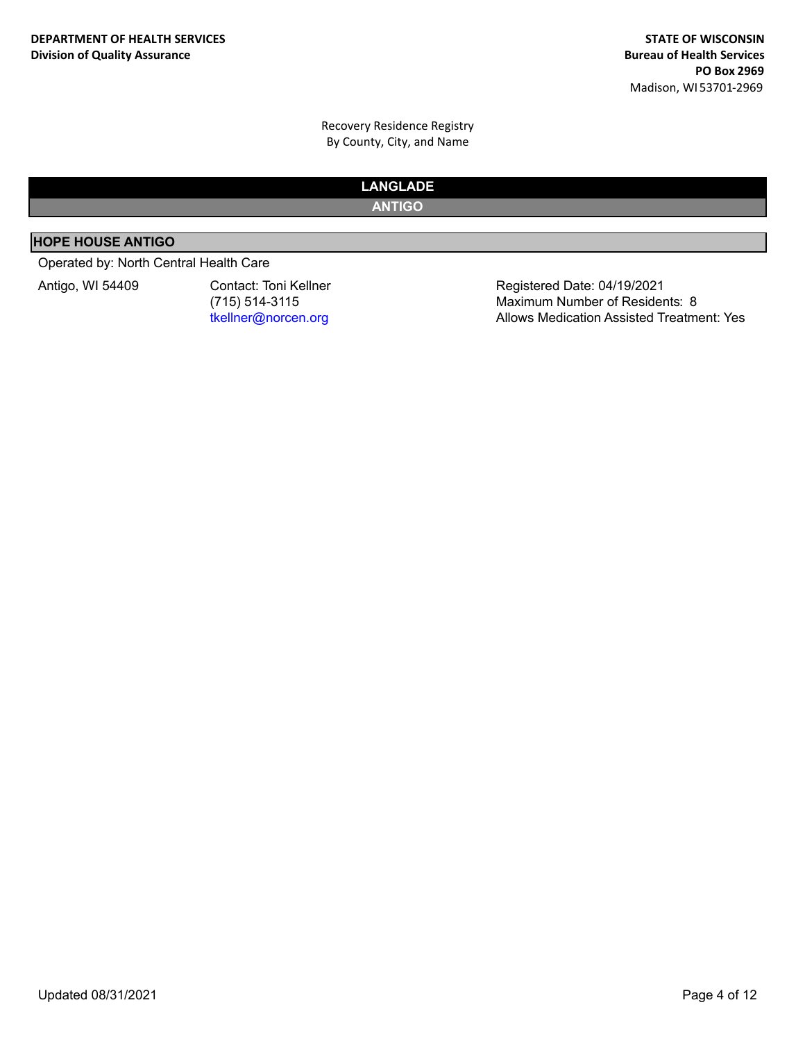DEPARTMENT OF HEALTH SERVICES
**Division of Quality Assurance**

**STATE OF WISCONSIN**
**Bureau of Health Services**
**PO Box 2969**
Madison, WI 53701-2969

Recovery Residence Registry
By County, City, and Name

# LANGLADE

## ANTIGO

### HOPE HOUSE ANTIGO

Operated by: North Central Health Care

Antigo, WI 54409

Contact: Toni Kellner
(715) 514-3115
tkellner@norcen.org

Registered Date: 04/19/2021
Maximum Number of Residents: 8
Allows Medication Assisted Treatment: Yes

Updated 08/31/2021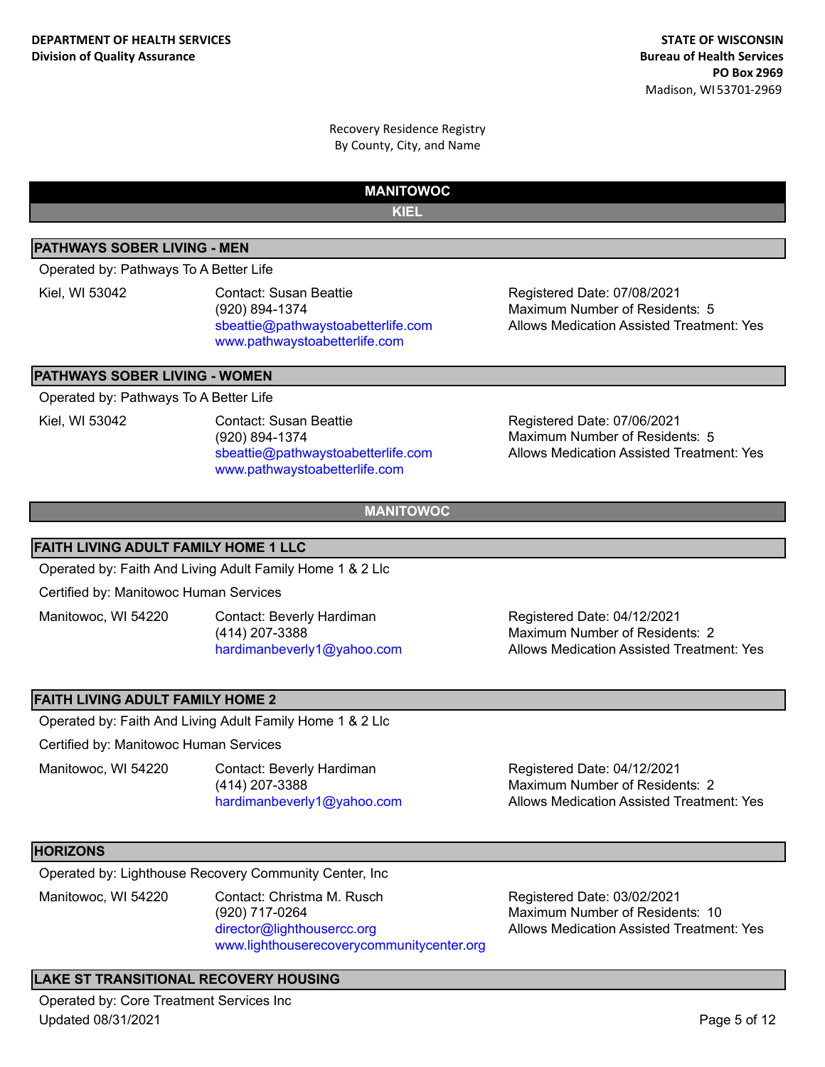**DEPARTMENT OF HEALTH SERVICES**
**Division of Quality Assurance**

**STATE OF WISCONSIN**
**Bureau of Health Services**
**PO Box 2969**
Madison, WI 53701-2969

Recovery Residence Registry
By County, City, and Name

# MANITOWOC

## KIEL

### PATHWAYS SOBER LIVING - MEN

Operated by: Pathways To A Better Life

Kiel, WI 53042

Contact: Susan Beattie
(920) 894-1374
sbeattie@pathwaystoabetterlife.com
www.pathwaystoabetterlife.com

Registered Date: 07/08/2021
Maximum Number of Residents: 5
Allows Medication Assisted Treatment: Yes

### PATHWAYS SOBER LIVING - WOMEN

Operated by: Pathways To A Better Life

Kiel, WI 53042

Contact: Susan Beattie
(920) 894-1374
sbeattie@pathwaystoabetterlife.com
www.pathwaystoabetterlife.com

Registered Date: 07/06/2021
Maximum Number of Residents: 5
Allows Medication Assisted Treatment: Yes

## MANITOWOC

### FAITH LIVING ADULT FAMILY HOME 1 LLC

Operated by: Faith And Living Adult Family Home 1 & 2 Llc

Certified by: Manitowoc Human Services

Manitowoc, WI 54220

Contact: Beverly Hardiman
(414) 207-3388
hardimanbeverly1@yahoo.com

Registered Date: 04/12/2021
Maximum Number of Residents: 2
Allows Medication Assisted Treatment: Yes

### FAITH LIVING ADULT FAMILY HOME 2

Operated by: Faith And Living Adult Family Home 1 & 2 Llc

Certified by: Manitowoc Human Services

Manitowoc, WI 54220

Contact: Beverly Hardiman
(414) 207-3388
hardimanbeverly1@yahoo.com

Registered Date: 04/12/2021
Maximum Number of Residents: 2
Allows Medication Assisted Treatment: Yes

### HORIZONS

Operated by: Lighthouse Recovery Community Center, Inc

Manitowoc, WI 54220

Contact: Christma M. Rusch
(920) 717-0264
director@lighthousercc.org
www.lighthouserecoverycommunitycenter.org

Registered Date: 03/02/2021
Maximum Number of Residents: 10
Allows Medication Assisted Treatment: Yes

### LAKE ST TRANSITIONAL RECOVERY HOUSING

Operated by: Core Treatment Services Inc

Updated 08/31/2021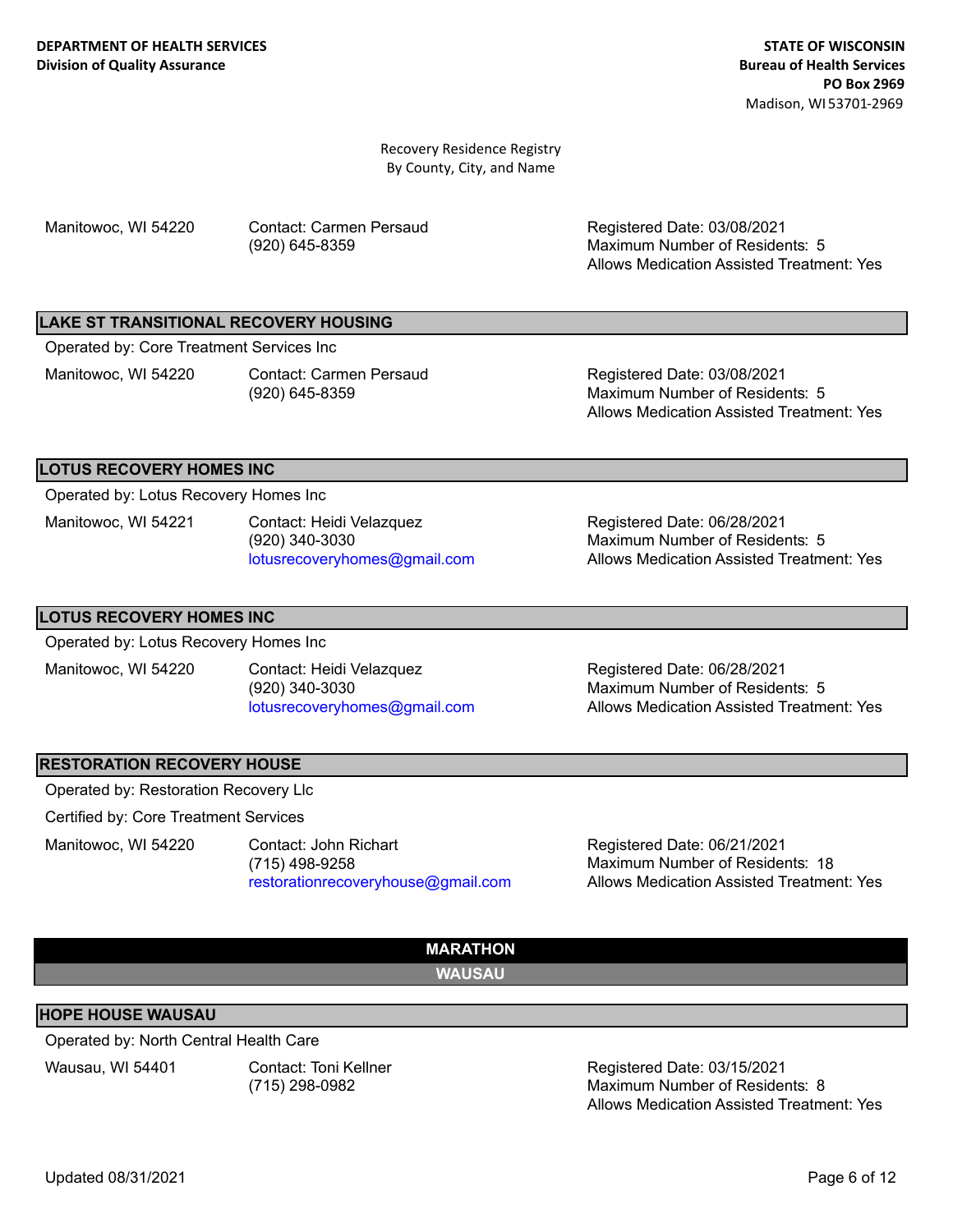Recovery Residence Registry
By County, City, and Name

Manitowoc, WI 54220

Contact: Carmen Persaud
(920) 645-8359

Registered Date: 03/08/2021
Maximum Number of Residents: 5
Allows Medication Assisted Treatment: Yes

### LAKE ST TRANSITIONAL RECOVERY HOUSING

Operated by: Core Treatment Services Inc

Manitowoc, WI 54220

Contact: Carmen Persaud
(920) 645-8359

Registered Date: 03/08/2021
Maximum Number of Residents: 5
Allows Medication Assisted Treatment: Yes

### LOTUS RECOVERY HOMES INC

Operated by: Lotus Recovery Homes Inc

Manitowoc, WI 54221

Contact: Heidi Velazquez
(920) 340-3030
lotusrecoveryhomes@gmail.com

Registered Date: 06/28/2021
Maximum Number of Residents: 5
Allows Medication Assisted Treatment: Yes

### LOTUS RECOVERY HOMES INC

Operated by: Lotus Recovery Homes Inc

Manitowoc, WI 54220

Contact: Heidi Velazquez
(920) 340-3030
lotusrecoveryhomes@gmail.com

Registered Date: 06/28/2021
Maximum Number of Residents: 5
Allows Medication Assisted Treatment: Yes

### RESTORATION RECOVERY HOUSE

Operated by: Restoration Recovery Llc

Certified by: Core Treatment Services

Manitowoc, WI 54220

Contact: John Richart
(715) 498-9258
restorationrecoveryhouse@gmail.com

Registered Date: 06/21/2021
Maximum Number of Residents: 18
Allows Medication Assisted Treatment: Yes

# MARATHON

## WAUSAU

### HOPE HOUSE WAUSAU

Operated by: North Central Health Care

Wausau, WI 54401

Contact: Toni Kellner
(715) 298-0982

Registered Date: 03/15/2021
Maximum Number of Residents: 8
Allows Medication Assisted Treatment: Yes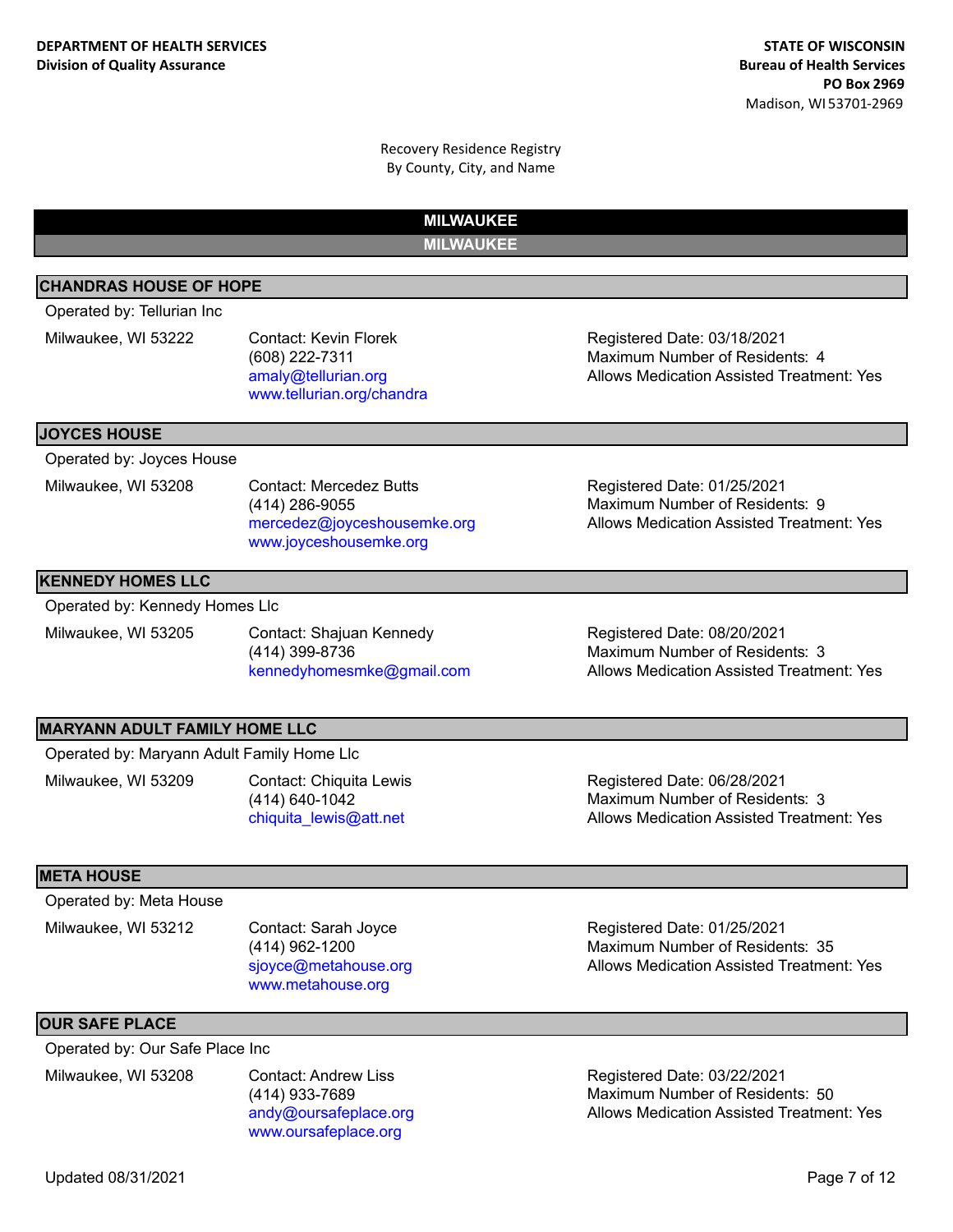**DEPARTMENT OF HEALTH SERVICES**
**Division of Quality Assurance**

**STATE OF WISCONSIN**
**Bureau of Health Services**
**PO Box 2969**
Madison, WI 53701-2969

Recovery Residence Registry
By County, City, and Name

## MILWAUKEE

### MILWAUKEE

#### CHANDRAS HOUSE OF HOPE

Operated by: Tellurian Inc

Milwaukee, WI 53222

Contact: Kevin Florek
(608) 222-7311
amaly@tellurian.org
www.tellurian.org/chandra

Registered Date: 03/18/2021
Maximum Number of Residents: 4
Allows Medication Assisted Treatment: Yes

#### JOYCES HOUSE

Operated by: Joyces House

Milwaukee, WI 53208

Contact: Mercedez Butts
(414) 286-9055
mercedez@joyceshousemke.org
www.joyceshousemke.org

Registered Date: 01/25/2021
Maximum Number of Residents: 9
Allows Medication Assisted Treatment: Yes

#### KENNEDY HOMES LLC

Operated by: Kennedy Homes Llc

Milwaukee, WI 53205

Contact: Shajuan Kennedy
(414) 399-8736
kennedyhomesmke@gmail.com

Registered Date: 08/20/2021
Maximum Number of Residents: 3
Allows Medication Assisted Treatment: Yes

#### MARYANN ADULT FAMILY HOME LLC

Operated by: Maryann Adult Family Home Llc

Milwaukee, WI 53209

Contact: Chiquita Lewis
(414) 640-1042
chiquita_lewis@att.net

Registered Date: 06/28/2021
Maximum Number of Residents: 3
Allows Medication Assisted Treatment: Yes

#### META HOUSE

Operated by: Meta House

Milwaukee, WI 53212

Contact: Sarah Joyce
(414) 962-1200
sjoyce@metahouse.org
www.metahouse.org

Registered Date: 01/25/2021
Maximum Number of Residents: 35
Allows Medication Assisted Treatment: Yes

#### OUR SAFE PLACE

Operated by: Our Safe Place Inc

Milwaukee, WI 53208

Contact: Andrew Liss
(414) 933-7689
andy@oursafeplace.org
www.oursafeplace.org

Registered Date: 03/22/2021
Maximum Number of Residents: 50
Allows Medication Assisted Treatment: Yes

Updated 08/31/2021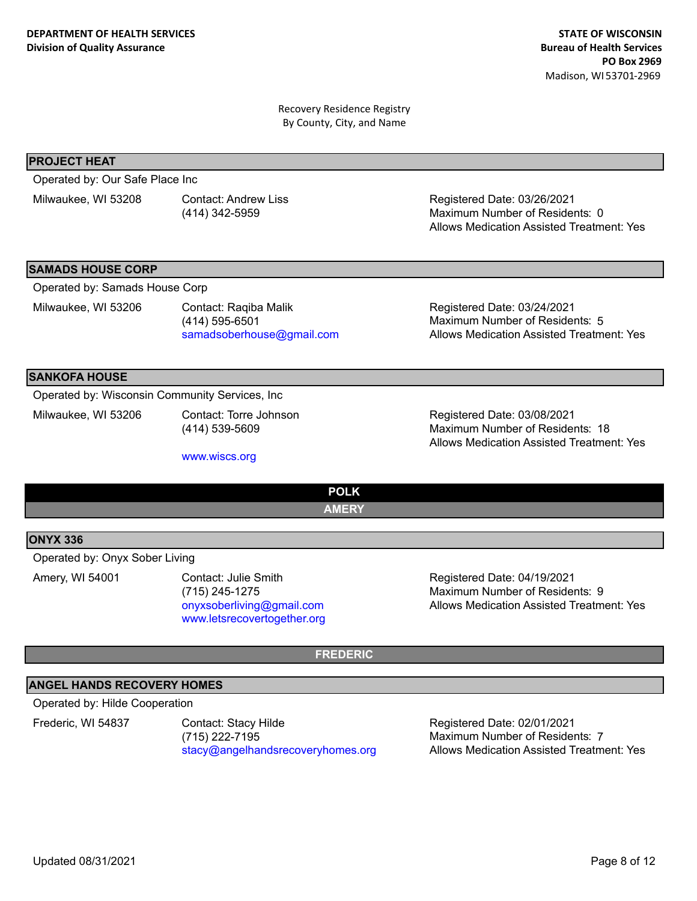DEPARTMENT OF HEALTH SERVICES
Division of Quality Assurance

STATE OF WISCONSIN
Bureau of Health Services
PO Box 2969
Madison, WI 53701-2969

Recovery Residence Registry
By County, City, and Name

### PROJECT HEAT

Operated by: Our Safe Place Inc

Milwaukee, WI 53208

Contact: Andrew Liss
(414) 342-5959

Registered Date: 03/26/2021
Maximum Number of Residents: 0
Allows Medication Assisted Treatment: Yes

### SAMADS HOUSE CORP

Operated by: Samads House Corp

Milwaukee, WI 53206

Contact: Raqiba Malik
(414) 595-6501
samadsoberhouse@gmail.com

Registered Date: 03/24/2021
Maximum Number of Residents: 5
Allows Medication Assisted Treatment: Yes

### SANKOFA HOUSE

Operated by: Wisconsin Community Services, Inc

Milwaukee, WI 53206

Contact: Torre Johnson
(414) 539-5609

www.wiscs.org

Registered Date: 03/08/2021
Maximum Number of Residents: 18
Allows Medication Assisted Treatment: Yes

# POLK

## AMERY

### ONYX 336

Operated by: Onyx Sober Living

Amery, WI 54001

Contact: Julie Smith
(715) 245-1275
onyxsoberliving@gmail.com
www.letsrecovertogether.org

Registered Date: 04/19/2021
Maximum Number of Residents: 9
Allows Medication Assisted Treatment: Yes

## FREDERIC

### ANGEL HANDS RECOVERY HOMES

Operated by: Hilde Cooperation

Frederic, WI 54837

Contact: Stacy Hilde
(715) 222-7195
stacy@angelhandsrecoveryhomes.org

Registered Date: 02/01/2021
Maximum Number of Residents: 7
Allows Medication Assisted Treatment: Yes

Updated 08/31/2021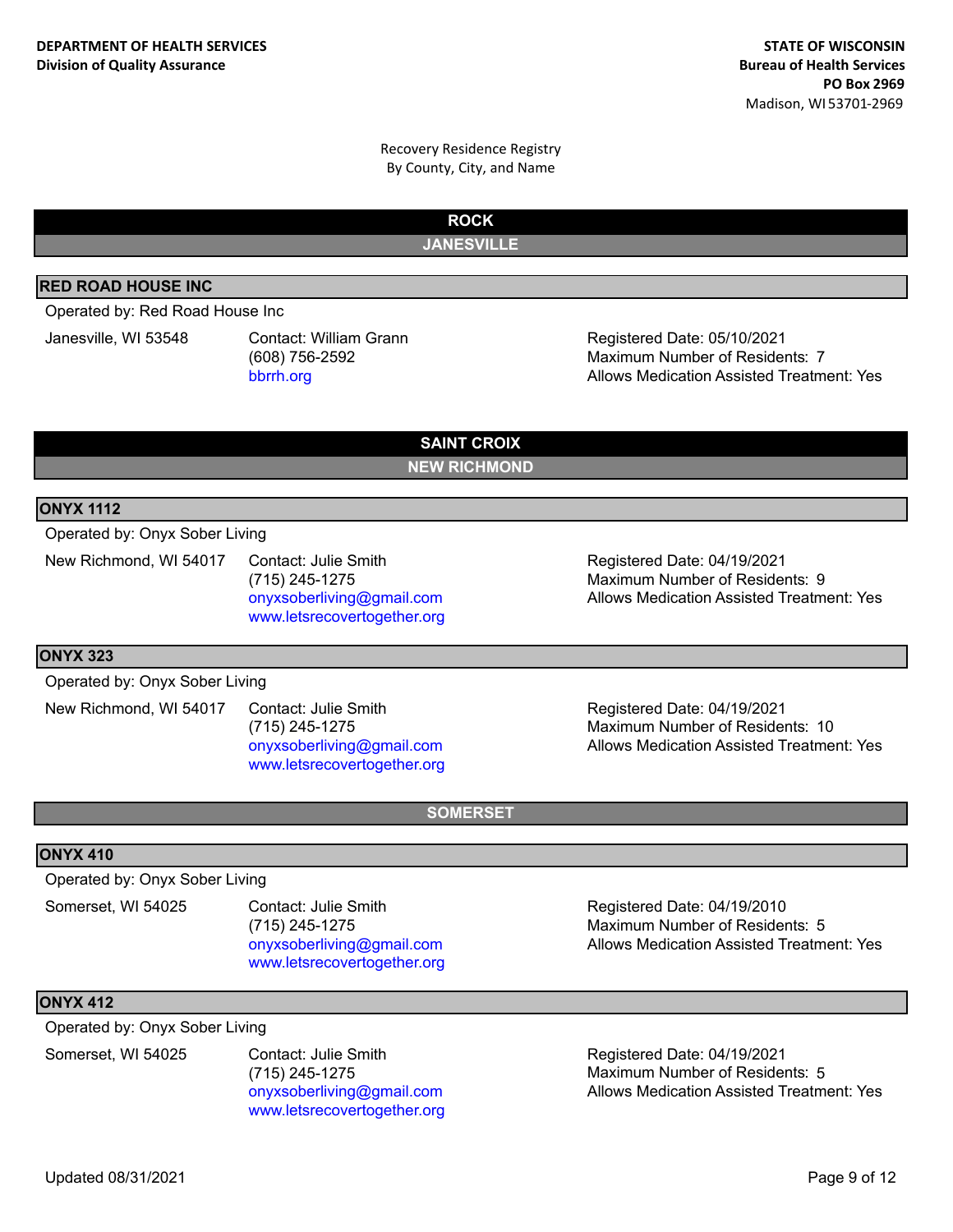DEPARTMENT OF HEALTH SERVICES
Division of Quality Assurance

STATE OF WISCONSIN
Bureau of Health Services
PO Box 2969
Madison, WI 53701-2969

Recovery Residence Registry
By County, City, and Name

## ROCK

### JANESVILLE

#### RED ROAD HOUSE INC

Operated by: Red Road House Inc

Janesville, WI 53548

Contact: William Grann
(608) 756-2592
bbrrh.org

Registered Date: 05/10/2021
Maximum Number of Residents: 7
Allows Medication Assisted Treatment: Yes

## SAINT CROIX

### NEW RICHMOND

#### ONYX 1112

Operated by: Onyx Sober Living

New Richmond, WI 54017

Contact: Julie Smith
(715) 245-1275
onyxsoberliving@gmail.com
www.letsrecovertogether.org

Registered Date: 04/19/2021
Maximum Number of Residents: 9
Allows Medication Assisted Treatment: Yes

#### ONYX 323

Operated by: Onyx Sober Living

New Richmond, WI 54017

Contact: Julie Smith
(715) 245-1275
onyxsoberliving@gmail.com
www.letsrecovertogether.org

Registered Date: 04/19/2021
Maximum Number of Residents: 10
Allows Medication Assisted Treatment: Yes

### SOMERSET

#### ONYX 410

Operated by: Onyx Sober Living

Somerset, WI 54025

Contact: Julie Smith
(715) 245-1275
onyxsoberliving@gmail.com
www.letsrecovertogether.org

Registered Date: 04/19/2010
Maximum Number of Residents: 5
Allows Medication Assisted Treatment: Yes

#### ONYX 412

Operated by: Onyx Sober Living

Somerset, WI 54025

Contact: Julie Smith
(715) 245-1275
onyxsoberliving@gmail.com
www.letsrecovertogether.org

Registered Date: 04/19/2021
Maximum Number of Residents: 5
Allows Medication Assisted Treatment: Yes

Updated 08/31/2021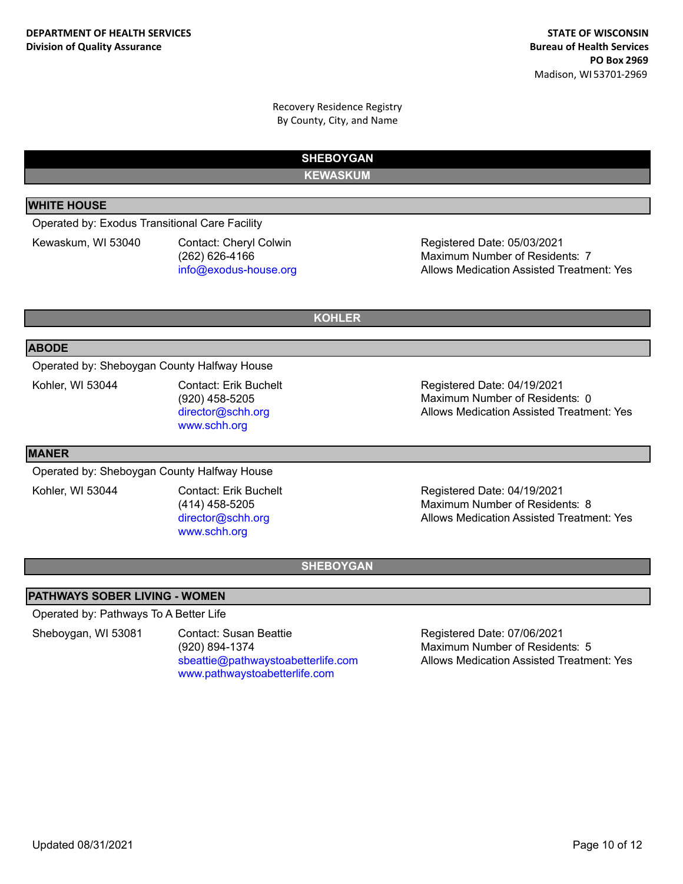DEPARTMENT OF HEALTH SERVICES
Division of Quality Assurance

STATE OF WISCONSIN
Bureau of Health Services
PO Box 2969
Madison, WI 53701-2969

Recovery Residence Registry
By County, City, and Name

# SHEBOYGAN

## KEWASKUM

### WHITE HOUSE

Operated by: Exodus Transitional Care Facility

Kewaskum, WI 53040

Contact: Cheryl Colwin
(262) 626-4166
info@exodus-house.org

Registered Date: 05/03/2021
Maximum Number of Residents: 7
Allows Medication Assisted Treatment: Yes

## KOHLER

### ABODE

Operated by: Sheboygan County Halfway House

Kohler, WI 53044

Contact: Erik Buchelt
(920) 458-5205
director@schh.org
www.schh.org

Registered Date: 04/19/2021
Maximum Number of Residents: 0
Allows Medication Assisted Treatment: Yes

### MANER

Operated by: Sheboygan County Halfway House

Kohler, WI 53044

Contact: Erik Buchelt
(414) 458-5205
director@schh.org
www.schh.org

Registered Date: 04/19/2021
Maximum Number of Residents: 8
Allows Medication Assisted Treatment: Yes

## SHEBOYGAN

### PATHWAYS SOBER LIVING - WOMEN

Operated by: Pathways To A Better Life

Sheboygan, WI 53081

Contact: Susan Beattie
(920) 894-1374
sbeattie@pathwaystoabetterlife.com
www.pathwaystoabetterlife.com

Registered Date: 07/06/2021
Maximum Number of Residents: 5
Allows Medication Assisted Treatment: Yes

Updated 08/31/2021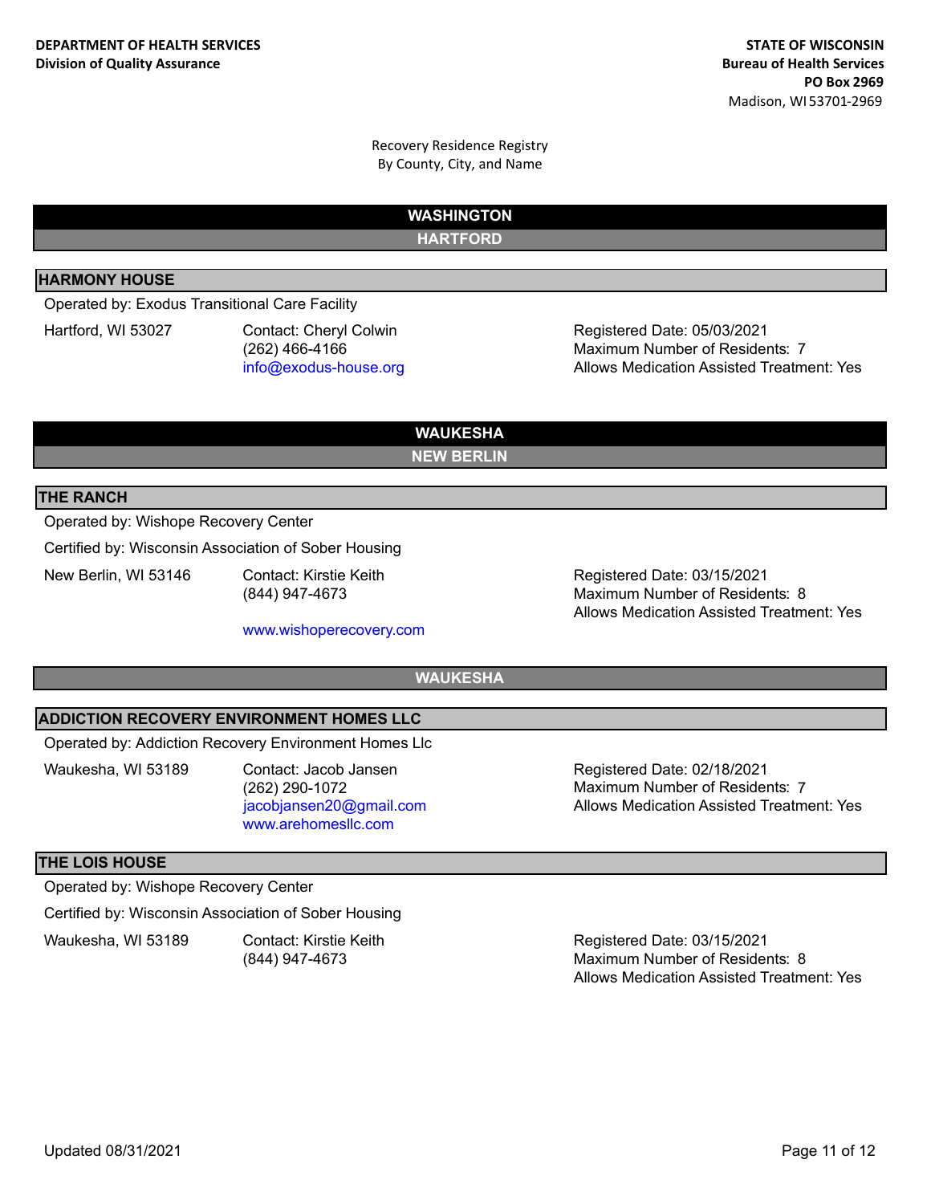## WASHINGTON

### HARTFORD

#### HARMONY HOUSE

Operated by: Exodus Transitional Care Facility

Hartford, WI 53027

Contact: Cheryl Colwin
(262) 466-4166
info@exodus-house.org

Registered Date: 05/03/2021
Maximum Number of Residents: 7
Allows Medication Assisted Treatment: Yes

## WAUKESHA

### NEW BERLIN

#### THE RANCH

Operated by: Wishope Recovery Center

Certified by: Wisconsin Association of Sober Housing

New Berlin, WI 53146

Contact: Kirstie Keith
(844) 947-4673

www.wishoperecovery.com

Registered Date: 03/15/2021
Maximum Number of Residents: 8
Allows Medication Assisted Treatment: Yes

### WAUKESHA

#### ADDICTION RECOVERY ENVIRONMENT HOMES LLC

Operated by: Addiction Recovery Environment Homes Llc

Waukesha, WI 53189

Contact: Jacob Jansen
(262) 290-1072
jacobjansen20@gmail.com
www.arehomesllc.com

Registered Date: 02/18/2021
Maximum Number of Residents: 7
Allows Medication Assisted Treatment: Yes

#### THE LOIS HOUSE

Operated by: Wishope Recovery Center

Certified by: Wisconsin Association of Sober Housing

Waukesha, WI 53189

Contact: Kirstie Keith
(844) 947-4673

Registered Date: 03/15/2021
Maximum Number of Residents: 8
Allows Medication Assisted Treatment: Yes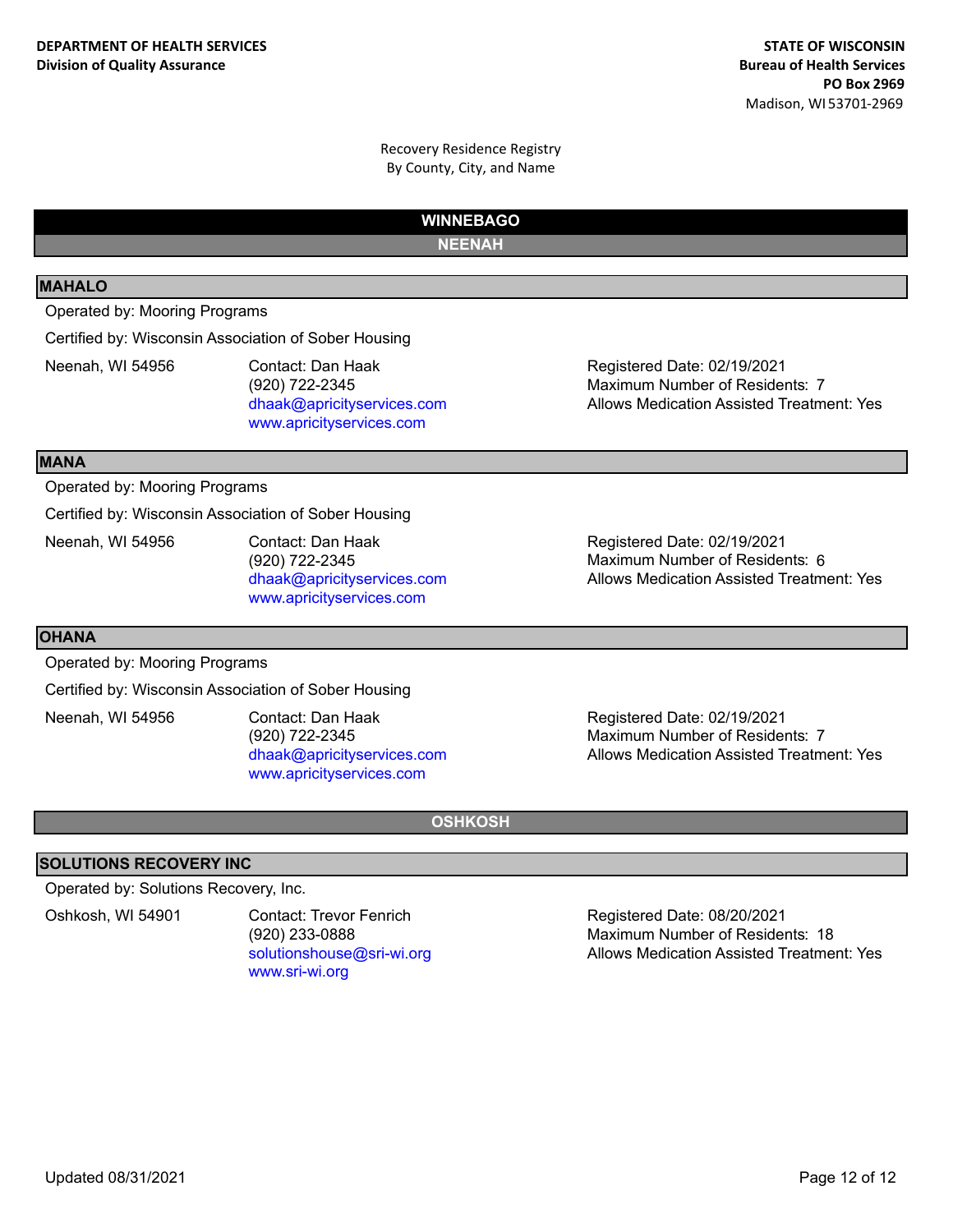**DEPARTMENT OF HEALTH SERVICES**
**Division of Quality Assurance**

**STATE OF WISCONSIN**
**Bureau of Health Services**
**PO Box 2969**
Madison, WI 53701-2969

Recovery Residence Registry
By County, City, and Name

# WINNEBAGO

## NEENAH

### MAHALO

Operated by: Mooring Programs

Certified by: Wisconsin Association of Sober Housing

Neenah, WI 54956

Contact: Dan Haak
(920) 722-2345
dhaak@apricityservices.com
www.apricityservices.com

Registered Date: 02/19/2021
Maximum Number of Residents: 7
Allows Medication Assisted Treatment: Yes

### MANA

Operated by: Mooring Programs

Certified by: Wisconsin Association of Sober Housing

Neenah, WI 54956

Contact: Dan Haak
(920) 722-2345
dhaak@apricityservices.com
www.apricityservices.com

Registered Date: 02/19/2021
Maximum Number of Residents: 6
Allows Medication Assisted Treatment: Yes

### OHANA

Operated by: Mooring Programs

Certified by: Wisconsin Association of Sober Housing

Neenah, WI 54956

Contact: Dan Haak
(920) 722-2345
dhaak@apricityservices.com
www.apricityservices.com

Registered Date: 02/19/2021
Maximum Number of Residents: 7
Allows Medication Assisted Treatment: Yes

## OSHKOSH

### SOLUTIONS RECOVERY INC

Operated by: Solutions Recovery, Inc.

Oshkosh, WI 54901

Contact: Trevor Fenrich
(920) 233-0888
solutionshouse@sri-wi.org
www.sri-wi.org

Registered Date: 08/20/2021
Maximum Number of Residents: 18
Allows Medication Assisted Treatment: Yes

Updated 08/31/2021